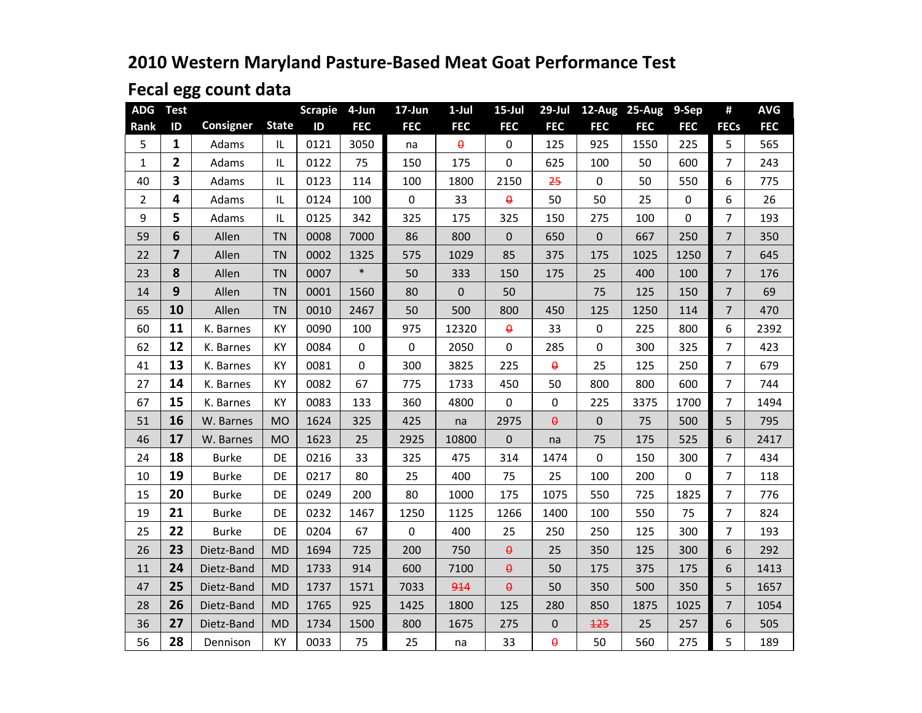# 2010 Western Maryland Pasture-Based Meat Goat Performance Test

## Fecal egg count data

| ADG Rank | Test ID | Consigner | State | Scrapie ID | 4-Jun FEC | 17-Jun FEC | 1-Jul FEC | 15-Jul FEC | 29-Jul FEC | 12-Aug FEC | 25-Aug FEC | 9-Sep FEC | # FECs | AVG FEC |
|---|---|---|---|---|---|---|---|---|---|---|---|---|---|---|
| 5 | **1** | Adams | IL | 0121 | 3050 | na | ~~0~~ | 0 | 125 | 925 | 1550 | 225 | 5 | 565 |
| 1 | **2** | Adams | IL | 0122 | 75 | 150 | 175 | 0 | 625 | 100 | 50 | 600 | 7 | 243 |
| 40 | **3** | Adams | IL | 0123 | 114 | 100 | 1800 | 2150 | ~~25~~ | 0 | 50 | 550 | 6 | 775 |
| 2 | **4** | Adams | IL | 0124 | 100 | 0 | 33 | ~~0~~ | 50 | 50 | 25 | 0 | 6 | 26 |
| 9 | **5** | Adams | IL | 0125 | 342 | 325 | 175 | 325 | 150 | 275 | 100 | 0 | 7 | 193 |
| 59 | **6** | Allen | TN | 0008 | 7000 | 86 | 800 | 0 | 650 | 0 | 667 | 250 | 7 | 350 |
| 22 | **7** | Allen | TN | 0002 | 1325 | 575 | 1029 | 85 | 375 | 175 | 1025 | 1250 | 7 | 645 |
| 23 | **8** | Allen | TN | 0007 | * | 50 | 333 | 150 | 175 | 25 | 400 | 100 | 7 | 176 |
| 14 | **9** | Allen | TN | 0001 | 1560 | 80 | 0 | 50 | | 75 | 125 | 150 | 7 | 69 |
| 65 | **10** | Allen | TN | 0010 | 2467 | 50 | 500 | 800 | 450 | 125 | 1250 | 114 | 7 | 470 |
| 60 | **11** | K. Barnes | KY | 0090 | 100 | 975 | 12320 | ~~0~~ | 33 | 0 | 225 | 800 | 6 | 2392 |
| 62 | **12** | K. Barnes | KY | 0084 | 0 | 0 | 2050 | 0 | 285 | 0 | 300 | 325 | 7 | 423 |
| 41 | **13** | K. Barnes | KY | 0081 | 0 | 300 | 3825 | 225 | ~~0~~ | 25 | 125 | 250 | 7 | 679 |
| 27 | **14** | K. Barnes | KY | 0082 | 67 | 775 | 1733 | 450 | 50 | 800 | 800 | 600 | 7 | 744 |
| 67 | **15** | K. Barnes | KY | 0083 | 133 | 360 | 4800 | 0 | 0 | 225 | 3375 | 1700 | 7 | 1494 |
| 51 | **16** | W. Barnes | MO | 1624 | 325 | 425 | na | 2975 | ~~0~~ | 0 | 75 | 500 | 5 | 795 |
| 46 | **17** | W. Barnes | MO | 1623 | 25 | 2925 | 10800 | 0 | na | 75 | 175 | 525 | 6 | 2417 |
| 24 | **18** | Burke | DE | 0216 | 33 | 325 | 475 | 314 | 1474 | 0 | 150 | 300 | 7 | 434 |
| 10 | **19** | Burke | DE | 0217 | 80 | 25 | 400 | 75 | 25 | 100 | 200 | 0 | 7 | 118 |
| 15 | **20** | Burke | DE | 0249 | 200 | 80 | 1000 | 175 | 1075 | 550 | 725 | 1825 | 7 | 776 |
| 19 | **21** | Burke | DE | 0232 | 1467 | 1250 | 1125 | 1266 | 1400 | 100 | 550 | 75 | 7 | 824 |
| 25 | **22** | Burke | DE | 0204 | 67 | 0 | 400 | 25 | 250 | 250 | 125 | 300 | 7 | 193 |
| 26 | **23** | Dietz-Band | MD | 1694 | 725 | 200 | 750 | ~~0~~ | 25 | 350 | 125 | 300 | 6 | 292 |
| 11 | **24** | Dietz-Band | MD | 1733 | 914 | 600 | 7100 | ~~0~~ | 50 | 175 | 375 | 175 | 6 | 1413 |
| 47 | **25** | Dietz-Band | MD | 1737 | 1571 | 7033 | ~~914~~ | ~~0~~ | 50 | 350 | 500 | 350 | 5 | 1657 |
| 28 | **26** | Dietz-Band | MD | 1765 | 925 | 1425 | 1800 | 125 | 280 | 850 | 1875 | 1025 | 7 | 1054 |
| 36 | **27** | Dietz-Band | MD | 1734 | 1500 | 800 | 1675 | 275 | 0 | ~~125~~ | 25 | 257 | 6 | 505 |
| 56 | **28** | Dennison | KY | 0033 | 75 | 25 | na | 33 | ~~0~~ | 50 | 560 | 275 | 5 | 189 |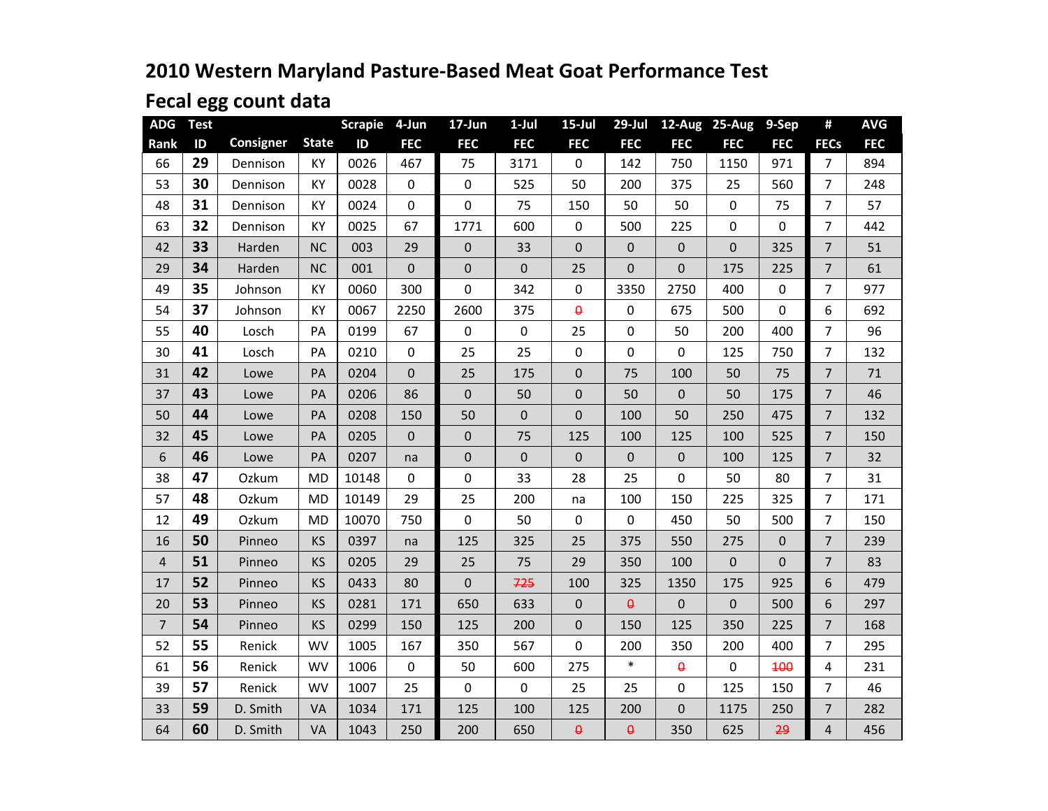# 2010 Western Maryland Pasture-Based Meat Goat Performance Test

## Fecal egg count data

| ADG Rank | Test ID | Consigner | State | Scrapie ID | 4-Jun FEC | 17-Jun FEC | 1-Jul FEC | 15-Jul FEC | 29-Jul FEC | 12-Aug FEC | 25-Aug FEC | 9-Sep FEC | # FECs | AVG FEC |
|---|---|---|---|---|---|---|---|---|---|---|---|---|---|---|
| 66 | **29** | Dennison | KY | 0026 | 467 | 75 | 3171 | 0 | 142 | 750 | 1150 | 971 | 7 | 894 |
| 53 | **30** | Dennison | KY | 0028 | 0 | 0 | 525 | 50 | 200 | 375 | 25 | 560 | 7 | 248 |
| 48 | **31** | Dennison | KY | 0024 | 0 | 0 | 75 | 150 | 50 | 50 | 0 | 75 | 7 | 57 |
| 63 | **32** | Dennison | KY | 0025 | 67 | 1771 | 600 | 0 | 500 | 225 | 0 | 0 | 7 | 442 |
| 42 | **33** | Harden | NC | 003 | 29 | 0 | 33 | 0 | 0 | 0 | 0 | 325 | 7 | 51 |
| 29 | **34** | Harden | NC | 001 | 0 | 0 | 0 | 25 | 0 | 0 | 175 | 225 | 7 | 61 |
| 49 | **35** | Johnson | KY | 0060 | 300 | 0 | 342 | 0 | 3350 | 2750 | 400 | 0 | 7 | 977 |
| 54 | **37** | Johnson | KY | 0067 | 2250 | 2600 | 375 | ~~0~~ | 0 | 675 | 500 | 0 | 6 | 692 |
| 55 | **40** | Losch | PA | 0199 | 67 | 0 | 0 | 25 | 0 | 50 | 200 | 400 | 7 | 96 |
| 30 | **41** | Losch | PA | 0210 | 0 | 25 | 25 | 0 | 0 | 0 | 125 | 750 | 7 | 132 |
| 31 | **42** | Lowe | PA | 0204 | 0 | 25 | 175 | 0 | 75 | 100 | 50 | 75 | 7 | 71 |
| 37 | **43** | Lowe | PA | 0206 | 86 | 0 | 50 | 0 | 50 | 0 | 50 | 175 | 7 | 46 |
| 50 | **44** | Lowe | PA | 0208 | 150 | 50 | 0 | 0 | 100 | 50 | 250 | 475 | 7 | 132 |
| 32 | **45** | Lowe | PA | 0205 | 0 | 0 | 75 | 125 | 100 | 125 | 100 | 525 | 7 | 150 |
| 6 | **46** | Lowe | PA | 0207 | na | 0 | 0 | 0 | 0 | 0 | 100 | 125 | 7 | 32 |
| 38 | **47** | Ozkum | MD | 10148 | 0 | 0 | 33 | 28 | 25 | 0 | 50 | 80 | 7 | 31 |
| 57 | **48** | Ozkum | MD | 10149 | 29 | 25 | 200 | na | 100 | 150 | 225 | 325 | 7 | 171 |
| 12 | **49** | Ozkum | MD | 10070 | 750 | 0 | 50 | 0 | 0 | 450 | 50 | 500 | 7 | 150 |
| 16 | **50** | Pinneo | KS | 0397 | na | 125 | 325 | 25 | 375 | 550 | 275 | 0 | 7 | 239 |
| 4 | **51** | Pinneo | KS | 0205 | 29 | 25 | 75 | 29 | 350 | 100 | 0 | 0 | 7 | 83 |
| 17 | **52** | Pinneo | KS | 0433 | 80 | 0 | ~~725~~ | 100 | 325 | 1350 | 175 | 925 | 6 | 479 |
| 20 | **53** | Pinneo | KS | 0281 | 171 | 650 | 633 | 0 | ~~0~~ | 0 | 0 | 500 | 6 | 297 |
| 7 | **54** | Pinneo | KS | 0299 | 150 | 125 | 200 | 0 | 150 | 125 | 350 | 225 | 7 | 168 |
| 52 | **55** | Renick | WV | 1005 | 167 | 350 | 567 | 0 | 200 | 350 | 200 | 400 | 7 | 295 |
| 61 | **56** | Renick | WV | 1006 | 0 | 50 | 600 | 275 | * | ~~0~~ | 0 | ~~100~~ | 4 | 231 |
| 39 | **57** | Renick | WV | 1007 | 25 | 0 | 0 | 25 | 25 | 0 | 125 | 150 | 7 | 46 |
| 33 | **59** | D. Smith | VA | 1034 | 171 | 125 | 100 | 125 | 200 | 0 | 1175 | 250 | 7 | 282 |
| 64 | **60** | D. Smith | VA | 1043 | 250 | 200 | 650 | ~~0~~ | ~~0~~ | 350 | 625 | ~~29~~ | 4 | 456 |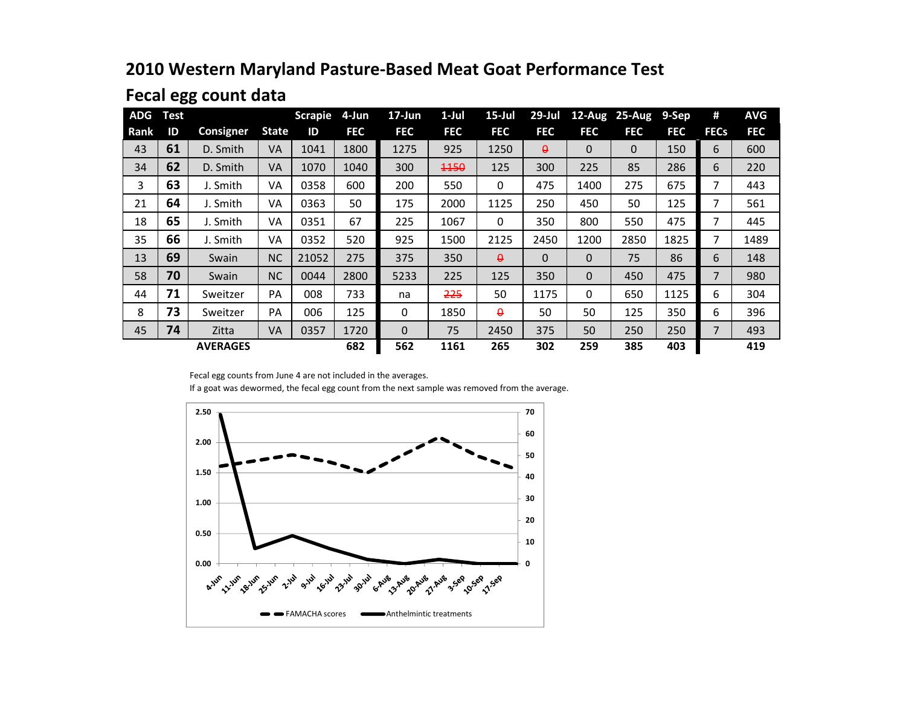# 2010 Western Maryland Pasture-Based Meat Goat Performance Test

## Fecal egg count data

| ADG Rank | Test ID | Consigner | State | Scrapie ID | 4-Jun FEC | 17-Jun FEC | 1-Jul FEC | 15-Jul FEC | 29-Jul FEC | 12-Aug FEC | 25-Aug FEC | 9-Sep FEC | # FECs | AVG FEC |
|---|---|---|---|---|---|---|---|---|---|---|---|---|---|---|
| 43 | **61** | D. Smith | VA | 1041 | 1800 | 1275 | 925 | 1250 | ~~0~~ | 0 | 0 | 150 | 6 | 600 |
| 34 | **62** | D. Smith | VA | 1070 | 1040 | 300 | ~~1150~~ | 125 | 300 | 225 | 85 | 286 | 6 | 220 |
| 3 | **63** | J. Smith | VA | 0358 | 600 | 200 | 550 | 0 | 475 | 1400 | 275 | 675 | 7 | 443 |
| 21 | **64** | J. Smith | VA | 0363 | 50 | 175 | 2000 | 1125 | 250 | 450 | 50 | 125 | 7 | 561 |
| 18 | **65** | J. Smith | VA | 0351 | 67 | 225 | 1067 | 0 | 350 | 800 | 550 | 475 | 7 | 445 |
| 35 | **66** | J. Smith | VA | 0352 | 520 | 925 | 1500 | 2125 | 2450 | 1200 | 2850 | 1825 | 7 | 1489 |
| 13 | **69** | Swain | NC | 21052 | 275 | 375 | 350 | ~~0~~ | 0 | 0 | 75 | 86 | 6 | 148 |
| 58 | **70** | Swain | NC | 0044 | 2800 | 5233 | 225 | 125 | 350 | 0 | 450 | 475 | 7 | 980 |
| 44 | **71** | Sweitzer | PA | 008 | 733 | na | ~~225~~ | 50 | 1175 | 0 | 650 | 1125 | 6 | 304 |
| 8 | **73** | Sweitzer | PA | 006 | 125 | 0 | 1850 | ~~0~~ | 50 | 50 | 125 | 350 | 6 | 396 |
| 45 | **74** | Zitta | VA | 0357 | 1720 | 0 | 75 | 2450 | 375 | 50 | 250 | 250 | 7 | 493 |
| | | **AVERAGES** | | | **682** | **562** | **1161** | **265** | **302** | **259** | **385** | **403** | | **419** |

Fecal egg counts from June 4 are not included in the averages.

If a goat was dewormed, the fecal egg count from the next sample was removed from the average.

2.50
2.00
1.50
1.00
0.50
0.00

70
60
50
40
30
20
10
0

4-Jun 11-Jun 18-Jun 25-Jun 2-Jul 9-Jul 16-Jul 23-Jul 30-Jul 6-Aug 13-Aug 20-Aug 27-Aug 3-Sep 10-Sep 17-Sep

FAMACHA scores
Anthelmintic treatments